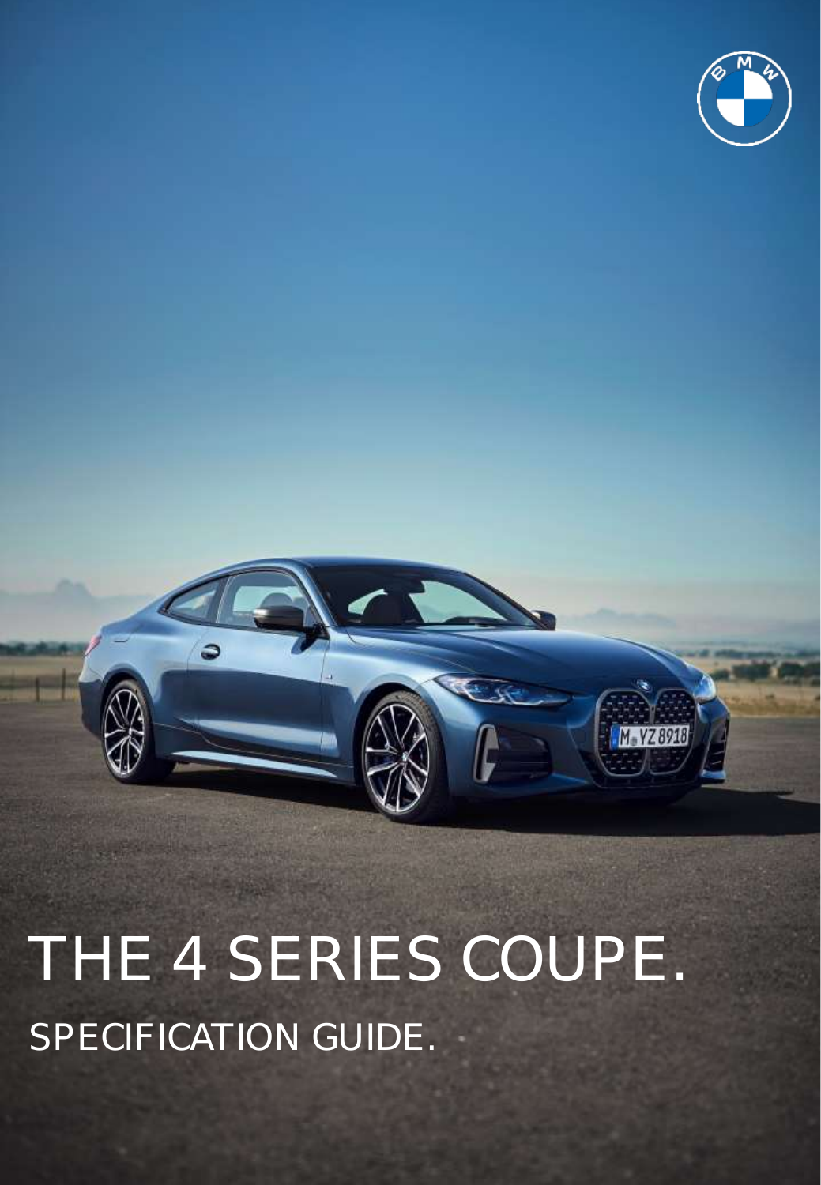# THE 4 SERIES COUPE.

## SPECIFICATION GUIDE.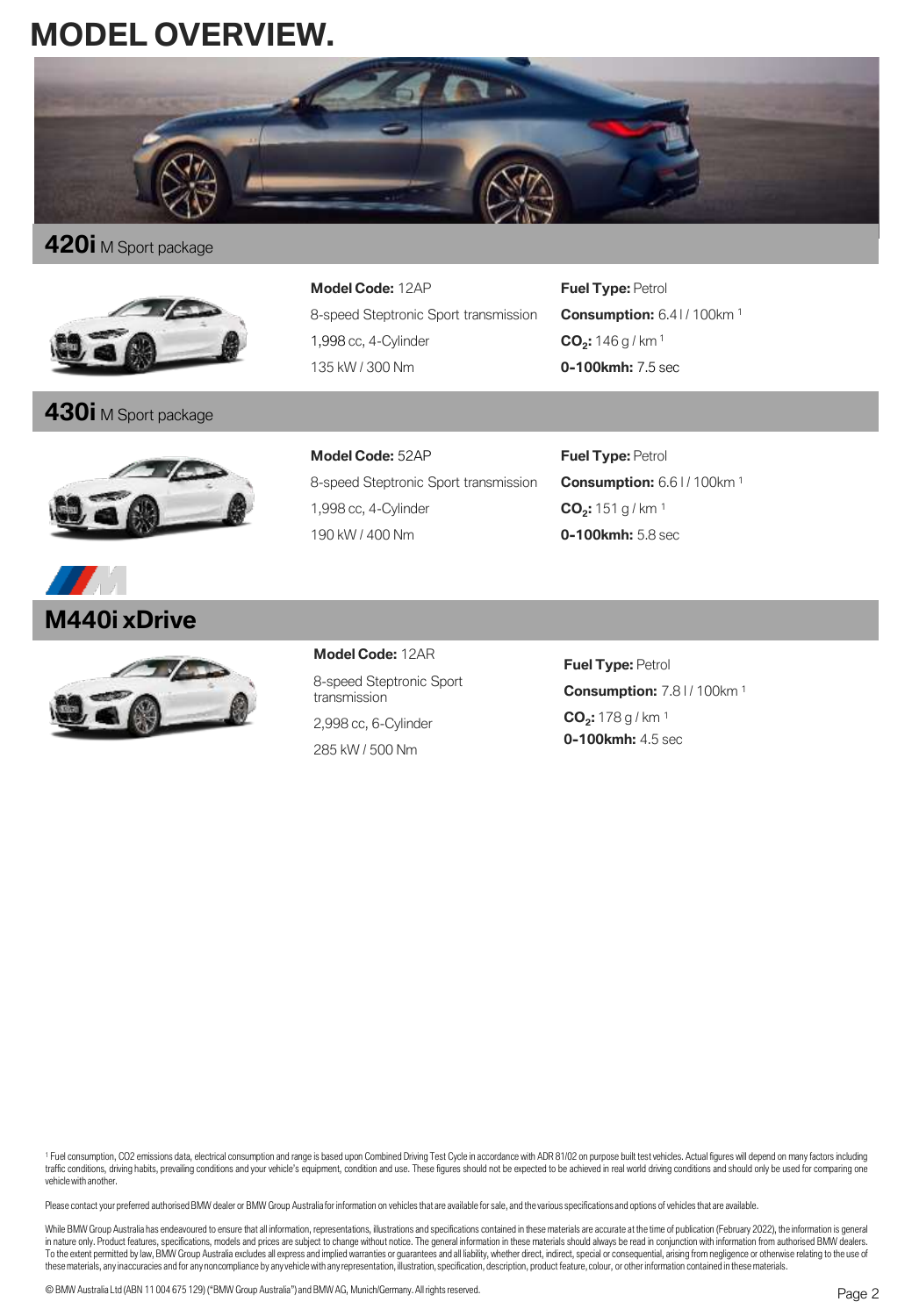# MODEL OVERVIEW.

## 420i M Sport package

**Model Code:** 12AP
8-speed Steptronic Sport transmission
1,998 cc, 4-Cylinder
135 kW / 300 Nm

**Fuel Type:** Petrol
**Consumption:** 6.4 l / 100km [1]
**$CO_2$:** 146 g / km [1]
**0-100kmh:** 7.5 sec

## 430i M Sport package

**Model Code:** 52AP
8-speed Steptronic Sport transmission
1,998 cc, 4-Cylinder
190 kW / 400 Nm

**Fuel Type:** Petrol
**Consumption:** 6.6 l / 100km [1]
**$CO_2$:** 151 g / km [1]
**0-100kmh:** 5.8 sec

## M440i xDrive

**Model Code:** 12AR
8-speed Steptronic Sport transmission
2,998 cc, 6-Cylinder
285 kW / 500 Nm

**Fuel Type:** Petrol
**Consumption:** 7.8 l / 100km [1]
**$CO_2$:** 178 g / km [1]
**0-100kmh:** 4.5 sec

[1] Fuel consumption, CO2 emissions data, electrical consumption and range is based upon Combined Driving Test Cycle in accordance with ADR 81/02 on purpose built test vehicles. Actual figures will depend on many factors including traffic conditions, driving habits, prevailing conditions and your vehicle's equipment, condition and use. These figures should not be expected to be achieved in real world driving conditions and should only be used for comparing one vehicle with another.

Please contact your preferred authorised BMW dealer or BMW Group Australia for information on vehicles that are available for sale, and the various specifications and options of vehicles that are available.

While BMW Group Australia has endeavoured to ensure that all information, representations, illustrations and specifications contained in these materials are accurate at the time of publication (February 2022), the information is general in nature only. Product features, specifications, models and prices are subject to change without notice. The general information in these materials should always be read in conjunction with information from authorised BMW dealers. To the extent permitted by law, BMW Group Australia excludes all express and implied warranties or guarantees and all liability, whether direct, indirect, special or consequential, arising from negligence or otherwise relating to the use of these materials, any inaccuracies and for any noncompliance by any vehicle with any representation, illustration, specification, description, product feature, colour, or other information contained in these materials.

© BMW Australia Ltd (ABN 11 004 675 129) ("BMW Group Australia") and BMW AG, Munich/Germany. All rights reserved.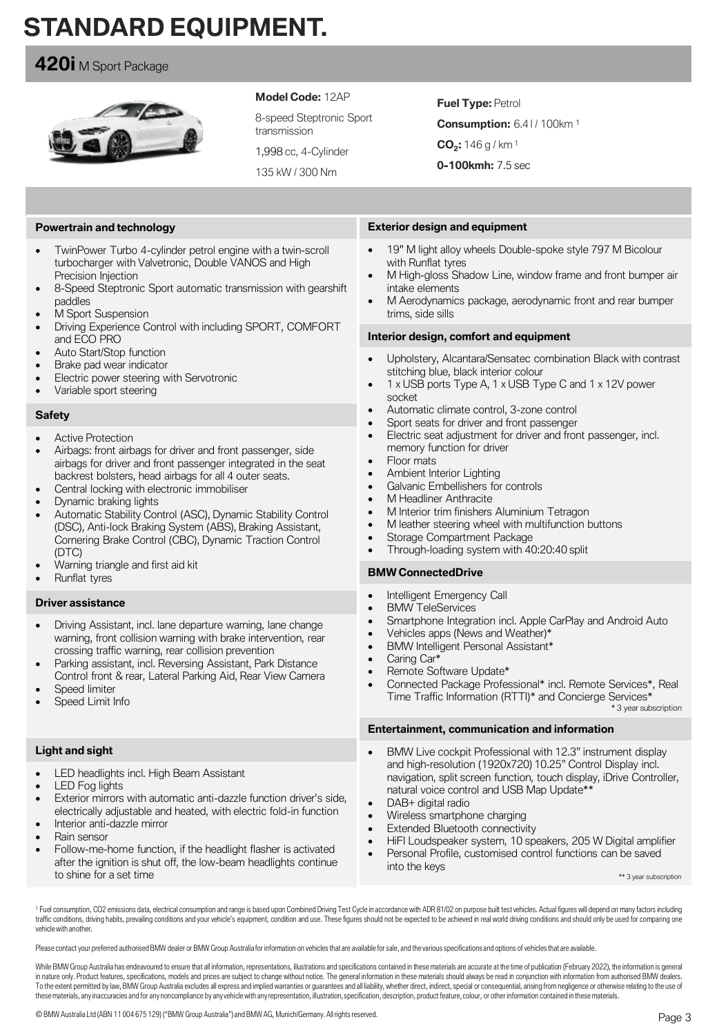# STANDARD EQUIPMENT.

## 420i M Sport Package

**Model Code:** 12AP

8-speed Steptronic Sport transmission

1,998 cc, 4-Cylinder

135 kW / 300 Nm

**Fuel Type:** Petrol

**Consumption:** 6.4 l / 100km [1]

**$CO_2$:** 146 g / km [1]

**0-100kmh:** 7.5 sec

### Powertrain and technology

- TwinPower Turbo 4-cylinder petrol engine with a twin-scroll turbocharger with Valvetronic, Double VANOS and High Precision Injection
- 8-Speed Steptronic Sport automatic transmission with gearshift paddles
- M Sport Suspension
- Driving Experience Control with including SPORT, COMFORT and ECO PRO
- Auto Start/Stop function
- Brake pad wear indicator
- Electric power steering with Servotronic
- Variable sport steering

### Safety

- Active Protection
- Airbags: front airbags for driver and front passenger, side airbags for driver and front passenger integrated in the seat backrest bolsters, head airbags for all 4 outer seats.
- Central locking with electronic immobiliser
- Dynamic braking lights
- Automatic Stability Control (ASC), Dynamic Stability Control (DSC), Anti-lock Braking System (ABS), Braking Assistant, Cornering Brake Control (CBC), Dynamic Traction Control (DTC)
- Warning triangle and first aid kit
- Runflat tyres

### Driver assistance

- Driving Assistant, incl. lane departure warning, lane change warning, front collision warning with brake intervention, rear crossing traffic warning, rear collision prevention
- Parking assistant, incl. Reversing Assistant, Park Distance Control front & rear, Lateral Parking Aid, Rear View Camera
- Speed limiter
- Speed Limit Info

### Light and sight

- LED headlights incl. High Beam Assistant
- LED Fog lights
- Exterior mirrors with automatic anti-dazzle function driver's side, electrically adjustable and heated, with electric fold-in function
- Interior anti-dazzle mirror
- Rain sensor
- Follow-me-home function, if the headlight flasher is activated after the ignition is shut off, the low-beam headlights continue to shine for a set time

### Exterior design and equipment

- 19" M light alloy wheels Double-spoke style 797 M Bicolour with Runflat tyres
- M High-gloss Shadow Line, window frame and front bumper air intake elements
- M Aerodynamics package, aerodynamic front and rear bumper trims, side sills

### Interior design, comfort and equipment

- Upholstery, Alcantara/Sensatec combination Black with contrast stitching blue, black interior colour
- 1 x USB ports Type A, 1 x USB Type C and 1 x 12V power socket
- Automatic climate control, 3-zone control
- Sport seats for driver and front passenger
- Electric seat adjustment for driver and front passenger, incl. memory function for driver
- Floor mats
- Ambient Interior Lighting
- Galvanic Embellishers for controls
- M Headliner Anthracite
- M Interior trim finishers Aluminium Tetragon
- M leather steering wheel with multifunction buttons
- Storage Compartment Package
- Through-loading system with 40:20:40 split

### BMW ConnectedDrive

- Intelligent Emergency Call
- BMW TeleServices
- Smartphone Integration incl. Apple CarPlay and Android Auto
- Vehicles apps (News and Weather)*
- BMW Intelligent Personal Assistant*
- Caring Car*
- Remote Software Update*
- Connected Package Professional* incl. Remote Services*, Real Time Traffic Information (RTTI)* and Concierge Services*

\* 3 year subscription

### Entertainment, communication and information

- BMW Live cockpit Professional with 12.3" instrument display and high-resolution (1920x720) 10.25" Control Display incl. navigation, split screen function, touch display, iDrive Controller, natural voice control and USB Map Update**
- DAB+ digital radio
- Wireless smartphone charging
- Extended Bluetooth connectivity
- HiFI Loudspeaker system, 10 speakers, 205 W Digital amplifier
- Personal Profile, customised control functions can be saved into the keys

** 3 year subscription

[1] Fuel consumption, CO2 emissions data, electrical consumption and range is based upon Combined Driving Test Cycle in accordance with ADR 81/02 on purpose built test vehicles. Actual figures will depend on many factors including traffic conditions, driving habits, prevailing conditions and your vehicle's equipment, condition and use. These figures should not be expected to be achieved in real world driving conditions and should only be used for comparing one vehicle with another.

Please contact your preferred authorised BMW dealer or BMW Group Australia for information on vehicles that are available for sale, and the various specifications and options of vehicles that are available.

While BMW Group Australia has endeavoured to ensure that all information, representations, illustrations and specifications contained in these materials are accurate at the time of publication (February 2022), the information is general in nature only. Product features, specifications, models and prices are subject to change without notice. The general information in these materials should always be read in conjunction with information from authorised BMW dealers. To the extent permitted by law, BMW Group Australia excludes all express and implied warranties or guarantees and all liability, whether direct, indirect, special or consequential, arising from negligence or otherwise relating to the use of these materials, any inaccuracies and for any noncompliance by any vehicle with any representation, illustration, specification, description, product feature, colour, or other information contained in these materials.

© BMW Australia Ltd (ABN 11 004 675 129) ("BMW Group Australia") and BMW AG, Munich/Germany. All rights reserved.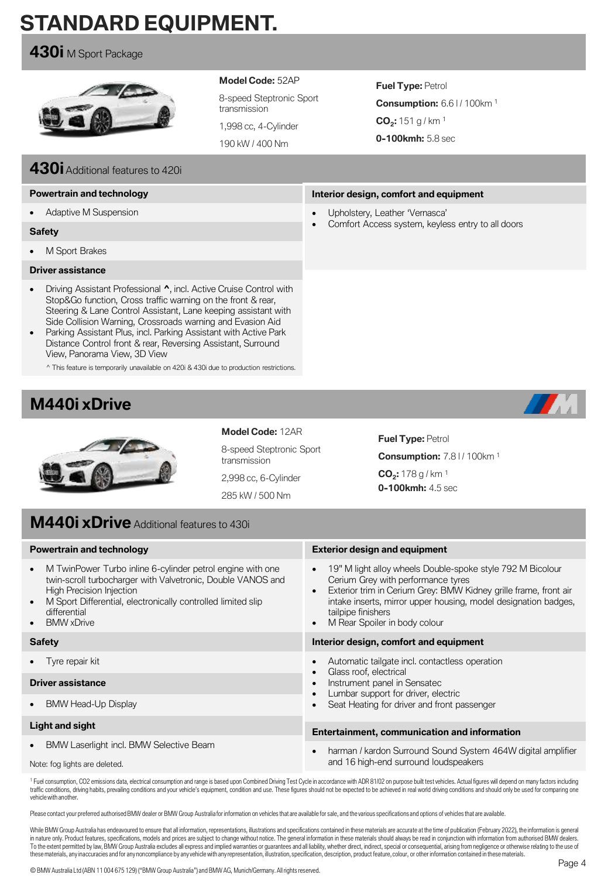# STANDARD EQUIPMENT.

## 430i M Sport Package

**Model Code:** 52AP

8-speed Steptronic Sport transmission

1,998 cc, 4-Cylinder

190 kW / 400 Nm

**Fuel Type:** Petrol

**Consumption:** 6.6 l / 100km [1]

**$CO_2$:** 151 g / km [1]

**0-100kmh:** 5.8 sec

## 430i Additional features to 420i

### Powertrain and technology

- Adaptive M Suspension

### Safety

- M Sport Brakes

### Driver assistance

- Driving Assistant Professional ^, incl. Active Cruise Control with Stop&Go function, Cross traffic warning on the front & rear, Steering & Lane Control Assistant, Lane keeping assistant with Side Collision Warning, Crossroads warning and Evasion Aid
- Parking Assistant Plus, incl. Parking Assistant with Active Park Distance Control front & rear, Reversing Assistant, Surround View, Panorama View, 3D View

^ This feature is temporarily unavailable on 420i & 430i due to production restrictions.

### Interior design, comfort and equipment

- Upholstery, Leather 'Vernasca'
- Comfort Access system, keyless entry to all doors

## M440i xDrive

**Model Code:** 12AR

8-speed Steptronic Sport transmission

2,998 cc, 6-Cylinder

285 kW / 500 Nm

**Fuel Type:** Petrol

**Consumption:** 7.8 l / 100km [1]

**$CO_2$:** 178 g / km [1]

**0-100kmh:** 4.5 sec

## M440i xDrive Additional features to 430i

### Powertrain and technology

- M TwinPower Turbo inline 6-cylinder petrol engine with one twin-scroll turbocharger with Valvetronic, Double VANOS and High Precision Injection
- M Sport Differential, electronically controlled limited slip differential
- BMW xDrive

### Safety

- Tyre repair kit

### Driver assistance

- BMW Head-Up Display

### Light and sight

- BMW Laserlight incl. BMW Selective Beam

Note: fog lights are deleted.

### Exterior design and equipment

- 19" M light alloy wheels Double-spoke style 792 M Bicolour Cerium Grey with performance tyres
- Exterior trim in Cerium Grey: BMW Kidney grille frame, front air intake inserts, mirror upper housing, model designation badges, tailpipe finishers
- M Rear Spoiler in body colour

### Interior design, comfort and equipment

- Automatic tailgate incl. contactless operation
- Glass roof, electrical
- Instrument panel in Sensatec
- Lumbar support for driver, electric
- Seat Heating for driver and front passenger

### Entertainment, communication and information

- harman / kardon Surround Sound System 464W digital amplifier and 16 high-end surround loudspeakers

[1] Fuel consumption, CO2 emissions data, electrical consumption and range is based upon Combined Driving Test Cycle in accordance with ADR 81/02 on purpose built test vehicles. Actual figures will depend on many factors including traffic conditions, driving habits, prevailing conditions and your vehicle's equipment, condition and use. These figures should not be expected to be achieved in real world driving conditions and should only be used for comparing one vehicle with another.

Please contact your preferred authorised BMW dealer or BMW Group Australia for information on vehicles that are available for sale, and the various specifications and options of vehicles that are available.

While BMW Group Australia has endeavoured to ensure that all information, representations, illustrations and specifications contained in these materials are accurate at the time of publication (February 2022), the information is general in nature only. Product features, specifications, models and prices are subject to change without notice. The general information in these materials should always be read in conjunction with information from authorised BMW dealers. To the extent permitted by law, BMW Group Australia excludes all express and implied warranties or guarantees and all liability, whether direct, indirect, special or consequential, arising from negligence or otherwise relating to the use of these materials, any inaccuracies and for any noncompliance by any vehicle with any representation, illustration, specification, description, product feature, colour, or other information contained in these materials.

© BMW Australia Ltd (ABN 11 004 675 129) ("BMW Group Australia") and BMW AG, Munich/Germany. All rights reserved.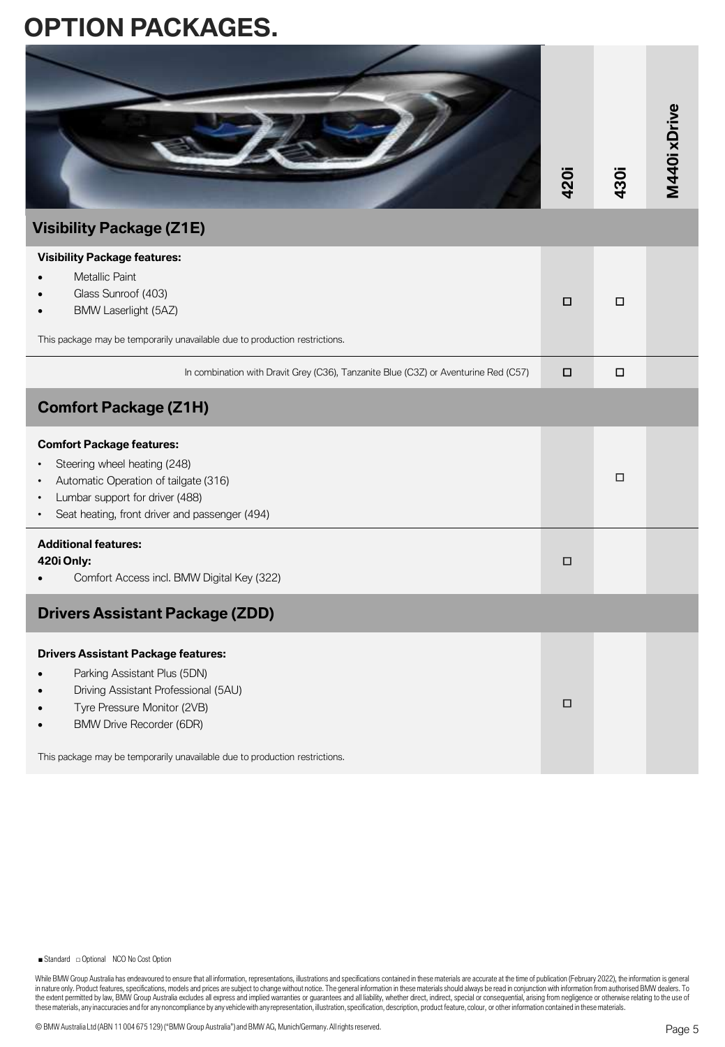# OPTION PACKAGES.

| | 420i | 430i | M440i xDrive |
|---|---|---|---|
| **Visibility Package (Z1E)** | | | |
| **Visibility Package features:**<br>• Metallic Paint<br>• Glass Sunroof (403)<br>• BMW Laserlight (5AZ)<br><br>This package may be temporarily unavailable due to production restrictions. | □ | □ | |
| In combination with Dravit Grey (C36), Tanzanite Blue (C3Z) or Aventurine Red (C57) | □ | □ | |
| **Comfort Package (Z1H)** | | | |
| **Comfort Package features:**<br>• Steering wheel heating (248)<br>• Automatic Operation of tailgate (316)<br>• Lumbar support for driver (488)<br>• Seat heating, front driver and passenger (494) | | □ | |
| **Additional features:**<br>**420i Only:**<br>• Comfort Access incl. BMW Digital Key (322) | □ | | |
| **Drivers Assistant Package (ZDD)** | | | |
| **Drivers Assistant Package features:**<br>• Parking Assistant Plus (5DN)<br>• Driving Assistant Professional (5AU)<br>• Tyre Pressure Monitor (2VB)<br>• BMW Drive Recorder (6DR)<br><br>This package may be temporarily unavailable due to production restrictions. | □ | | |

■ Standard □ Optional NCO No Cost Option

While BMW Group Australia has endeavoured to ensure that all information, representations, illustrations and specifications contained in these materials are accurate at the time of publication (February 2022), the information is general in nature only. Product features, specifications, models and prices are subject to change without notice. The general information in these materials should always be read in conjunction with information from authorised BMW dealers. To the extent permitted by law, BMW Group Australia excludes all express and implied warranties or guarantees and all liability, whether direct, indirect, special or consequential, arising from negligence or otherwise relating to the use of these materials, any inaccuracies and for any noncompliance by any vehicle with any representation, illustration, specification, description, product feature, colour, or other information contained in these materials.

© BMW Australia Ltd (ABN 11 004 675 129) ("BMW Group Australia") and BMW AG, Munich/Germany. All rights reserved.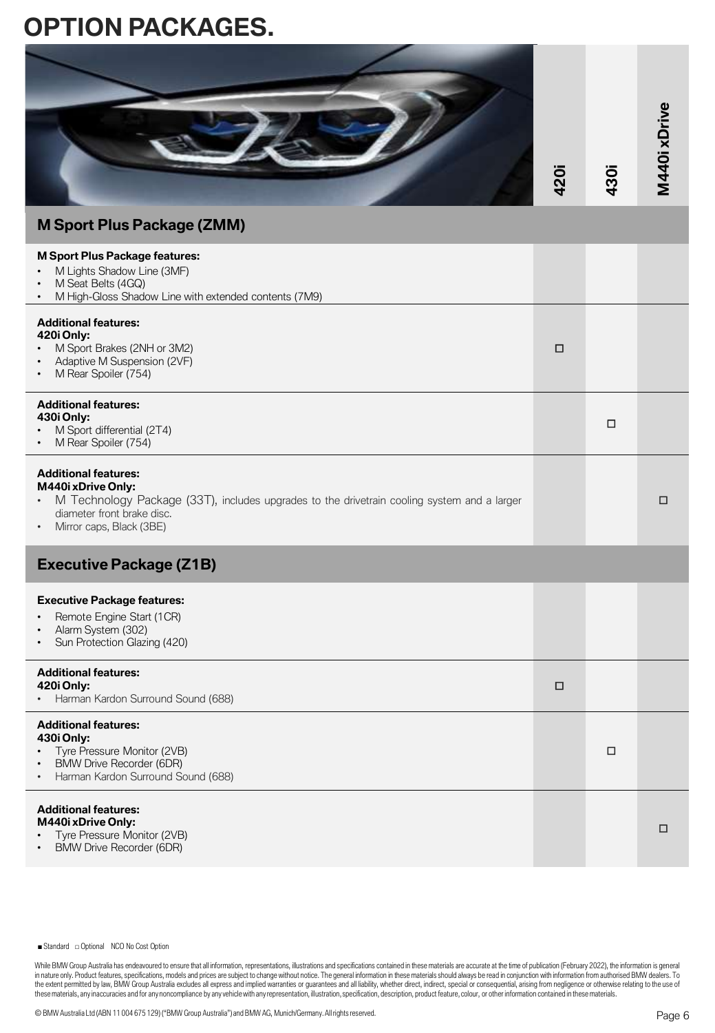# OPTION PACKAGES.

| | 420i | 430i | M440i xDrive |
|---|---|---|---|
| **M Sport Plus Package (ZMM)** | | | |
| **M Sport Plus Package features:**<br>• M Lights Shadow Line (3MF)<br>• M Seat Belts (4GQ)<br>• M High-Gloss Shadow Line with extended contents (7M9) | | | |
| **Additional features:**<br>**420i Only:**<br>• M Sport Brakes (2NH or 3M2)<br>• Adaptive M Suspension (2VF)<br>• M Rear Spoiler (754) | □ | | |
| **Additional features:**<br>**430i Only:**<br>• M Sport differential (2T4)<br>• M Rear Spoiler (754) | | □ | |
| **Additional features:**<br>**M440i xDrive Only:**<br>• M Technology Package (33T), includes upgrades to the drivetrain cooling system and a larger diameter front brake disc.<br>• Mirror caps, Black (3BE) | | | □ |
| **Executive Package (Z1B)** | | | |
| **Executive Package features:**<br>• Remote Engine Start (1CR)<br>• Alarm System (302)<br>• Sun Protection Glazing (420) | | | |
| **Additional features:**<br>**420i Only:**<br>• Harman Kardon Surround Sound (688) | □ | | |
| **Additional features:**<br>**430i Only:**<br>• Tyre Pressure Monitor (2VB)<br>• BMW Drive Recorder (6DR)<br>• Harman Kardon Surround Sound (688) | | □ | |
| **Additional features:**<br>**M440i xDrive Only:**<br>• Tyre Pressure Monitor (2VB)<br>• BMW Drive Recorder (6DR) | | | □ |

■ Standard □ Optional NCO No Cost Option

While BMW Group Australia has endeavoured to ensure that all information, representations, illustrations and specifications contained in these materials are accurate at the time of publication (February 2022), the information is general in nature only. Product features, specifications, models and prices are subject to change without notice. The general information in these materials should always be read in conjunction with information from authorised BMW dealers. To the extent permitted by law, BMW Group Australia excludes all express and implied warranties or guarantees and all liability, whether direct, indirect, special or consequential, arising from negligence or otherwise relating to the use of these materials, any inaccuracies and for any noncompliance by any vehicle with any representation, illustration, specification, description, product feature, colour, or other information contained in these materials.

© BMW Australia Ltd (ABN 11 004 675 129) ("BMW Group Australia") and BMW AG, Munich/Germany. All rights reserved.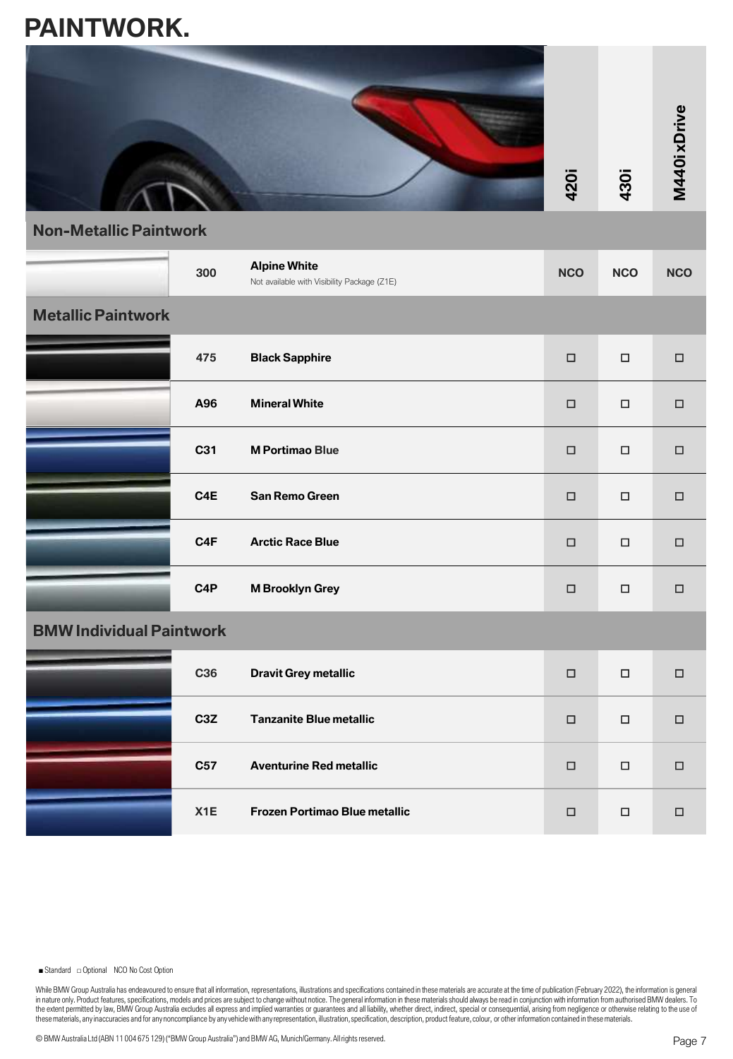# PAINTWORK.

| Code | Paint | 420i | 430i | M440i xDrive |
|---|---|---|---|---|
| **Non-Metallic Paintwork** | | | | |
| 300 | **Alpine White**<br>Not available with Visibility Package (Z1E) | NCO | NCO | NCO |
| **Metallic Paintwork** | | | | |
| 475 | **Black Sapphire** | □ | □ | □ |
| A96 | **Mineral White** | □ | □ | □ |
| C31 | **M Portimao Blue** | □ | □ | □ |
| C4E | **San Remo Green** | □ | □ | □ |
| C4F | **Arctic Race Blue** | □ | □ | □ |
| C4P | **M Brooklyn Grey** | □ | □ | □ |
| **BMW Individual Paintwork** | | | | |
| C36 | **Dravit Grey metallic** | □ | □ | □ |
| C3Z | **Tanzanite Blue metallic** | □ | □ | □ |
| C57 | **Aventurine Red metallic** | □ | □ | □ |
| X1E | **Frozen Portimao Blue metallic** | □ | □ | □ |

■ Standard □ Optional NCO No Cost Option

While BMW Group Australia has endeavoured to ensure that all information, representations, illustrations and specifications contained in these materials are accurate at the time of publication (February 2022), the information is general in nature only. Product features, specifications, models and prices are subject to change without notice. The general information in these materials should always be read in conjunction with information from authorised BMW dealers. To the extent permitted by law, BMW Group Australia excludes all express and implied warranties or guarantees and all liability, whether direct, indirect, special or consequential, arising from negligence or otherwise relating to the use of these materials, any inaccuracies and for any noncompliance by any vehicle with any representation, illustration, specification, description, product feature, colour, or other information contained in these materials.

© BMW Australia Ltd (ABN 11 004 675 129) ("BMW Group Australia") and BMW AG, Munich/Germany. All rights reserved.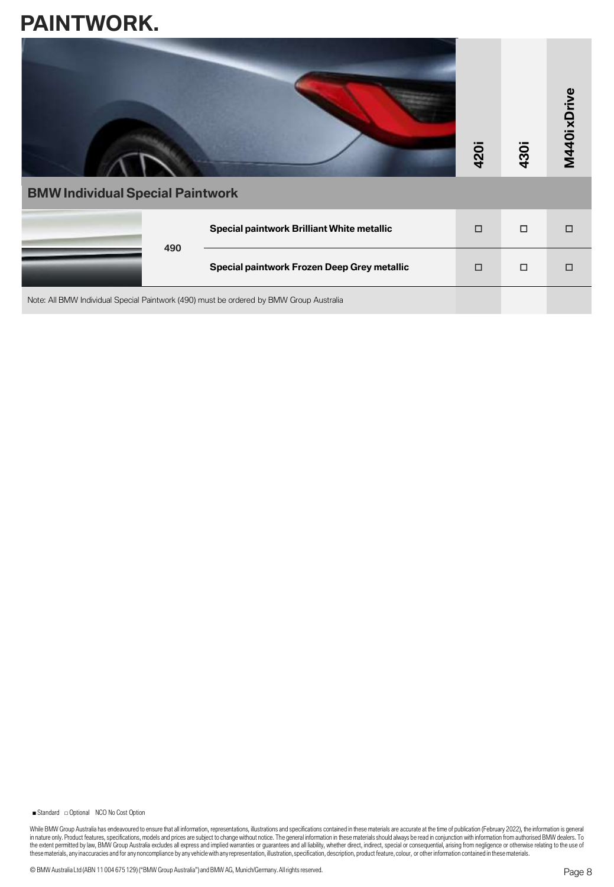# PAINTWORK.

| BMW Individual Special Paintwork | | 420i | 430i | M440i xDrive |
|---|---|---|---|---|
| 490 | Special paintwork Brilliant White metallic | □ | □ | □ |
| | Special paintwork Frozen Deep Grey metallic | □ | □ | □ |

Note: All BMW Individual Special Paintwork (490) must be ordered by BMW Group Australia

■ Standard □ Optional NCO No Cost Option

While BMW Group Australia has endeavoured to ensure that all information, representations, illustrations and specifications contained in these materials are accurate at the time of publication (February 2022), the information is general in nature only. Product features, specifications, models and prices are subject to change without notice. The general information in these materials should always be read in conjunction with information from authorised BMW dealers. To the extent permitted by law, BMW Group Australia excludes all express and implied warranties or guarantees and all liability, whether direct, indirect, special or consequential, arising from negligence or otherwise relating to the use of these materials, any inaccuracies and for any noncompliance by any vehicle with any representation, illustration, specification, description, product feature, colour, or other information contained in these materials.

© BMW Australia Ltd (ABN 11 004 675 129) ("BMW Group Australia") and BMW AG, Munich/Germany. All rights reserved.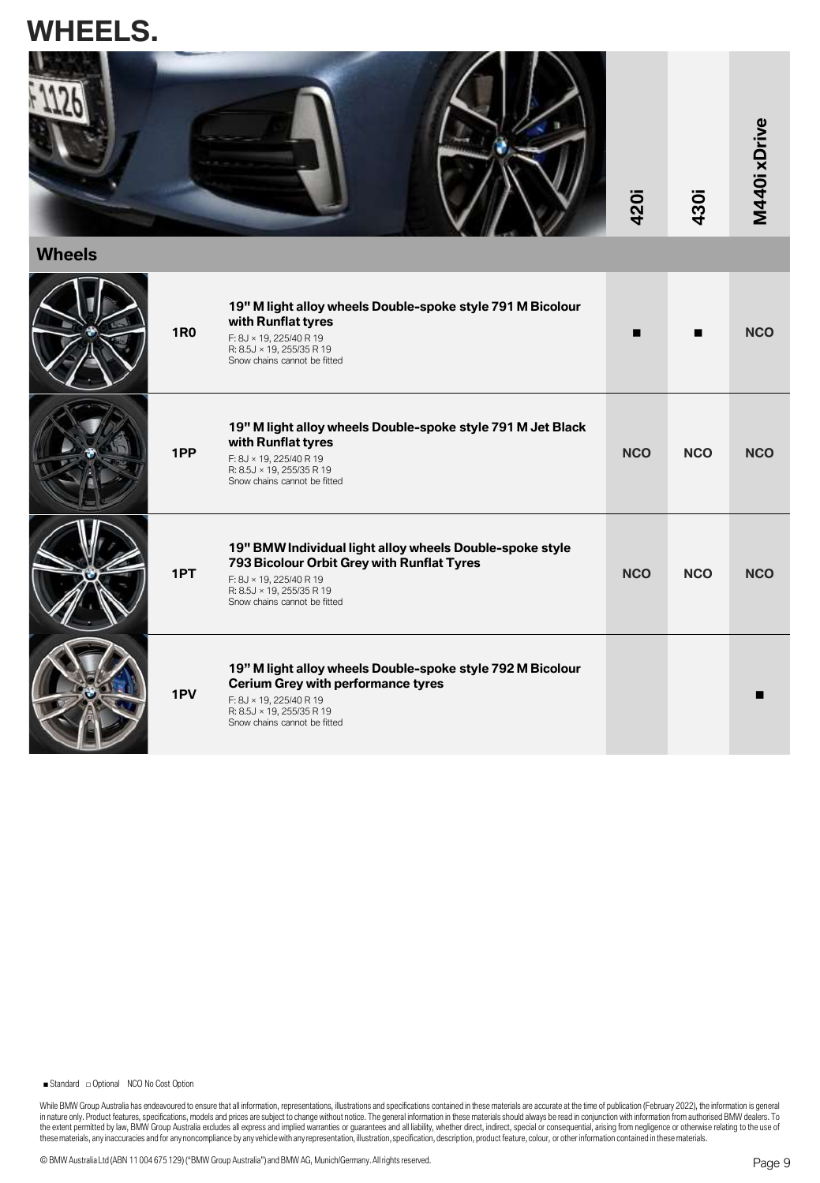# WHEELS.

| Wheels | Code | Description | 420i | 430i | M440i xDrive |
|---|---|---|---|---|---|
| | 1R0 | **19" M light alloy wheels Double-spoke style 791 M Bicolour with Runflat tyres**<br>F: 8J × 19, 225/40 R 19<br>R: 8.5J × 19, 255/35 R 19<br>Snow chains cannot be fitted | ■ | ■ | NCO |
| | 1PP | **19" M light alloy wheels Double-spoke style 791 M Jet Black with Runflat tyres**<br>F: 8J × 19, 225/40 R 19<br>R: 8.5J × 19, 255/35 R 19<br>Snow chains cannot be fitted | NCO | NCO | NCO |
| | 1PT | **19" BMW Individual light alloy wheels Double-spoke style 793 Bicolour Orbit Grey with Runflat Tyres**<br>F: 8J × 19, 225/40 R 19<br>R: 8.5J × 19, 255/35 R 19<br>Snow chains cannot be fitted | NCO | NCO | NCO |
| | 1PV | **19" M light alloy wheels Double-spoke style 792 M Bicolour Cerium Grey with performance tyres**<br>F: 8J × 19, 225/40 R 19<br>R: 8.5J × 19, 255/35 R 19<br>Snow chains cannot be fitted | | | ■ |

■ Standard □ Optional NCO No Cost Option

While BMW Group Australia has endeavoured to ensure that all information, representations, illustrations and specifications contained in these materials are accurate at the time of publication (February 2022), the information is general in nature only. Product features, specifications, models and prices are subject to change without notice. The general information in these materials should always be read in conjunction with information from authorised BMW dealers. To the extent permitted by law, BMW Group Australia excludes all express and implied warranties or guarantees and all liability, whether direct, indirect, special or consequential, arising from negligence or otherwise relating to the use of these materials, any inaccuracies and for any noncompliance by any vehicle with any representation, illustration, specification, description, product feature, colour, or other information contained in these materials.

© BMW Australia Ltd (ABN 11 004 675 129) ("BMW Group Australia") and BMW AG, Munich/Germany. All rights reserved.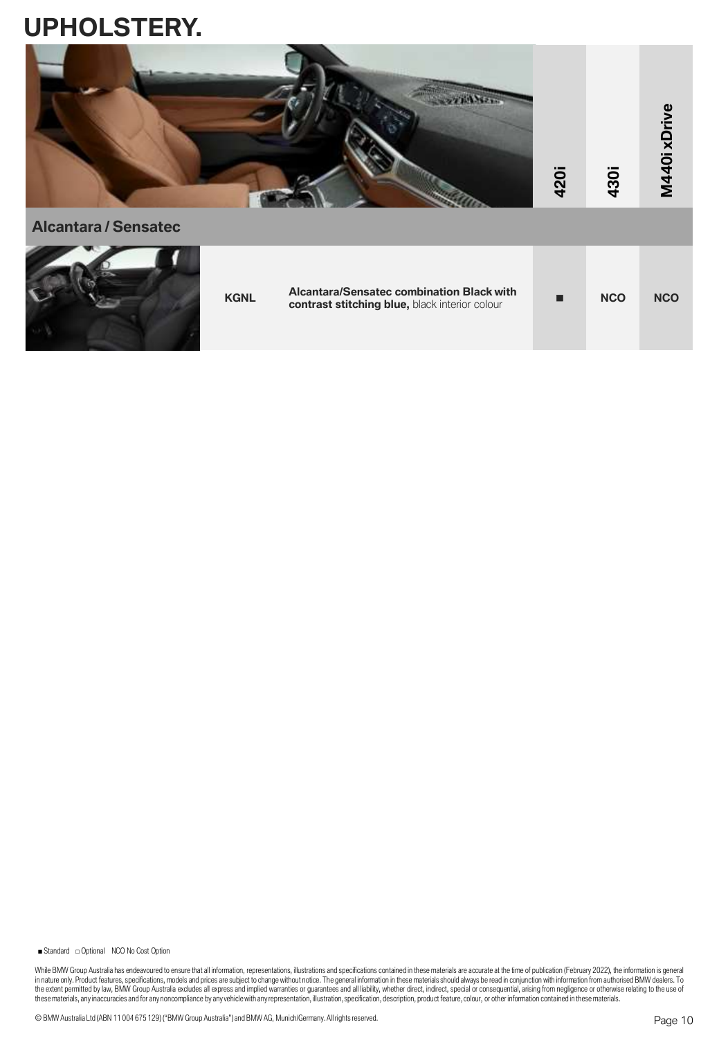# UPHOLSTERY.

| | | | 420i | 430i | M440i xDrive |
|---|---|---|---|---|---|
| **Alcantara / Sensatec** | | | | | |
| | KGNL | **Alcantara/Sensatec combination Black with contrast stitching blue,** black interior colour | ■ | NCO | NCO |

■ Standard □ Optional NCO No Cost Option

While BMW Group Australia has endeavoured to ensure that all information, representations, illustrations and specifications contained in these materials are accurate at the time of publication (February 2022), the information is general in nature only. Product features, specifications, models and prices are subject to change without notice. The general information in these materials should always be read in conjunction with information from authorised BMW dealers. To the extent permitted by law, BMW Group Australia excludes all express and implied warranties or guarantees and all liability, whether direct, indirect, special or consequential, arising from negligence or otherwise relating to the use of these materials, any inaccuracies and for any noncompliance by any vehicle with any representation, illustration, specification, description, product feature, colour, or other information contained in these materials.

© BMW Australia Ltd (ABN 11 004 675 129) ("BMW Group Australia") and BMW AG, Munich/Germany. All rights reserved.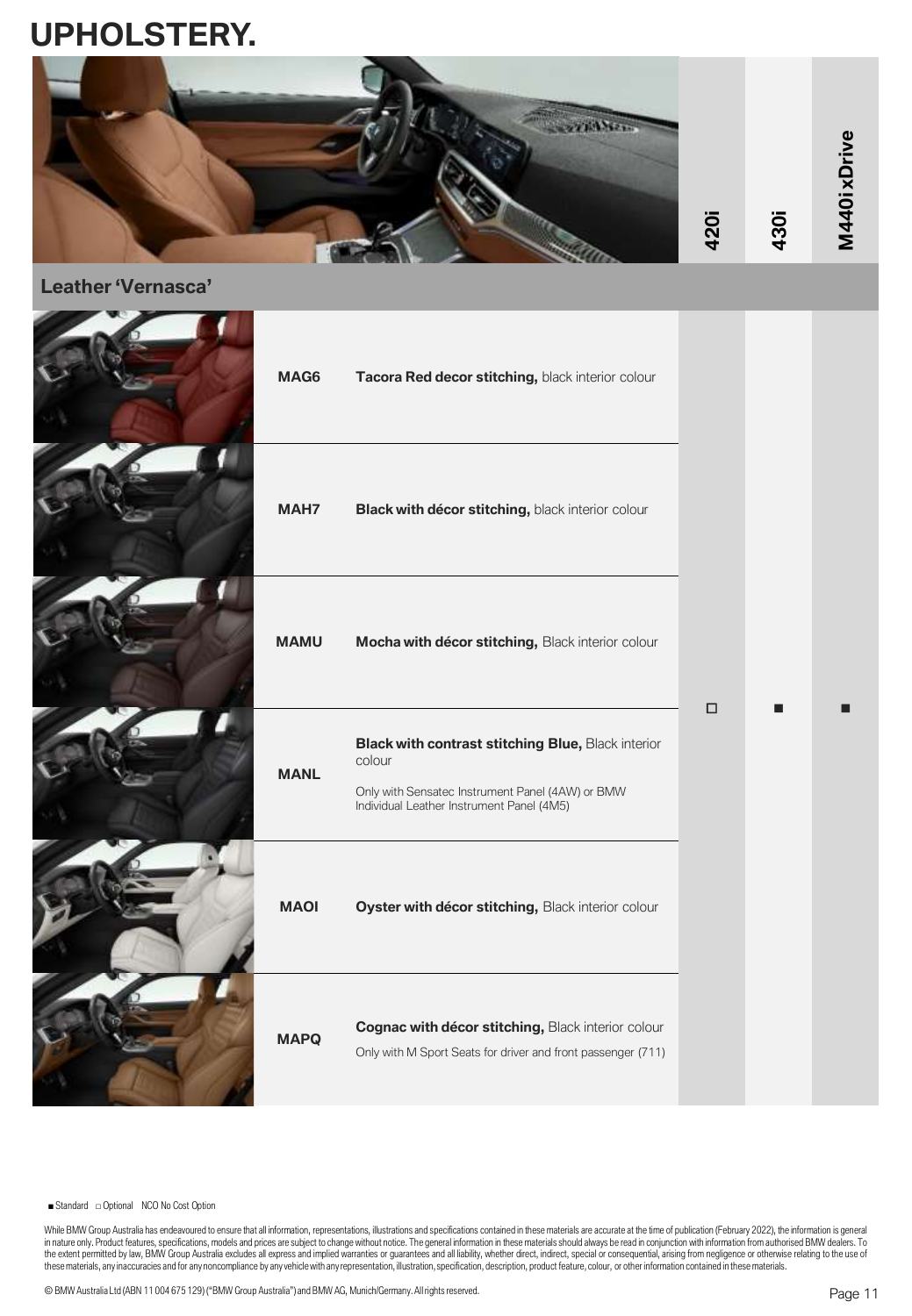# UPHOLSTERY.

## Leather 'Vernasca'

| Code | Description | 420i | 430i | M440i xDrive |
|---|---|---|---|---|
| MAG6 | **Tacora Red decor stitching,** black interior colour | □ | ■ | ■ |
| MAH7 | **Black with décor stitching,** black interior colour | □ | ■ | ■ |
| MAMU | **Mocha with décor stitching,** Black interior colour | □ | ■ | ■ |
| MANL | **Black with contrast stitching Blue,** Black interior colour<br>Only with Sensatec Instrument Panel (4AW) or BMW Individual Leather Instrument Panel (4M5) | □ | ■ | ■ |
| MAOI | **Oyster with décor stitching,** Black interior colour | □ | ■ | ■ |
| MAPQ | **Cognac with décor stitching,** Black interior colour<br>Only with M Sport Seats for driver and front passenger (711) | □ | ■ | ■ |

■ Standard □ Optional NCO No Cost Option

While BMW Group Australia has endeavoured to ensure that all information, representations, illustrations and specifications contained in these materials are accurate at the time of publication (February 2022), the information is general in nature only. Product features, specifications, models and prices are subject to change without notice. The general information in these materials should always be read in conjunction with information from authorised BMW dealers. To the extent permitted by law, BMW Group Australia excludes all express and implied warranties or guarantees and all liability, whether direct, indirect, special or consequential, arising from negligence or otherwise relating to the use of these materials, any inaccuracies and for any noncompliance by any vehicle with any representation, illustration, specification, description, product feature, colour, or other information contained in these materials.

© BMW Australia Ltd (ABN 11 004 675 129) ("BMW Group Australia") and BMW AG, Munich/Germany. All rights reserved.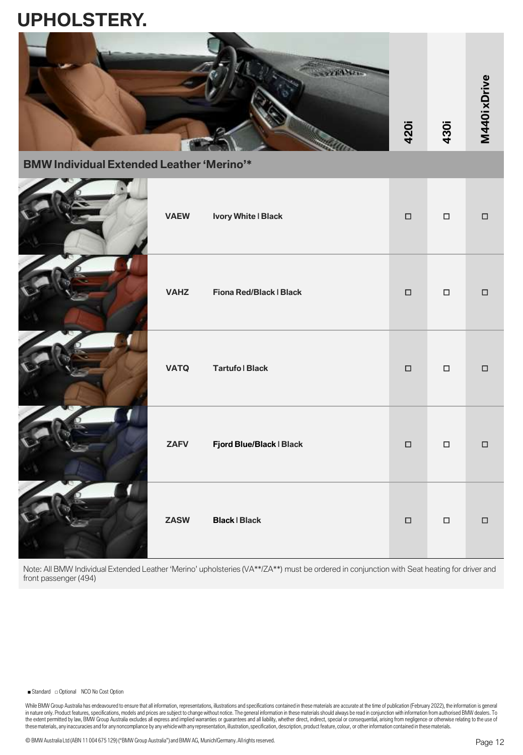# UPHOLSTERY.

| BMW Individual Extended Leather 'Merino'* | | 420i | 430i | M440i xDrive |
|---|---|---|---|---|
| VAEW | Ivory White I Black | □ | □ | □ |
| VAHZ | Fiona Red/Black I Black | □ | □ | □ |
| VATQ | Tartufo I Black | □ | □ | □ |
| ZAFV | Fjord Blue/Black I Black | □ | □ | □ |
| ZASW | Black I Black | □ | □ | □ |

Note: All BMW Individual Extended Leather 'Merino' upholsteries (VA**/ZA**) must be ordered in conjunction with Seat heating for driver and front passenger (494)

■ Standard □ Optional NCO No Cost Option

While BMW Group Australia has endeavoured to ensure that all information, representations, illustrations and specifications contained in these materials are accurate at the time of publication (February 2022), the information is general in nature only. Product features, specifications, models and prices are subject to change without notice. The general information in these materials should always be read in conjunction with information from authorised BMW dealers. To the extent permitted by law, BMW Group Australia excludes all express and implied warranties or guarantees and all liability, whether direct, indirect, special or consequential, arising from negligence or otherwise relating to the use of these materials, any inaccuracies and for any noncompliance by any vehicle with any representation, illustration, specification, description, product feature, colour, or other information contained in these materials.

© BMW Australia Ltd (ABN 11 004 675 129) ("BMW Group Australia") and BMW AG, Munich/Germany. All rights reserved.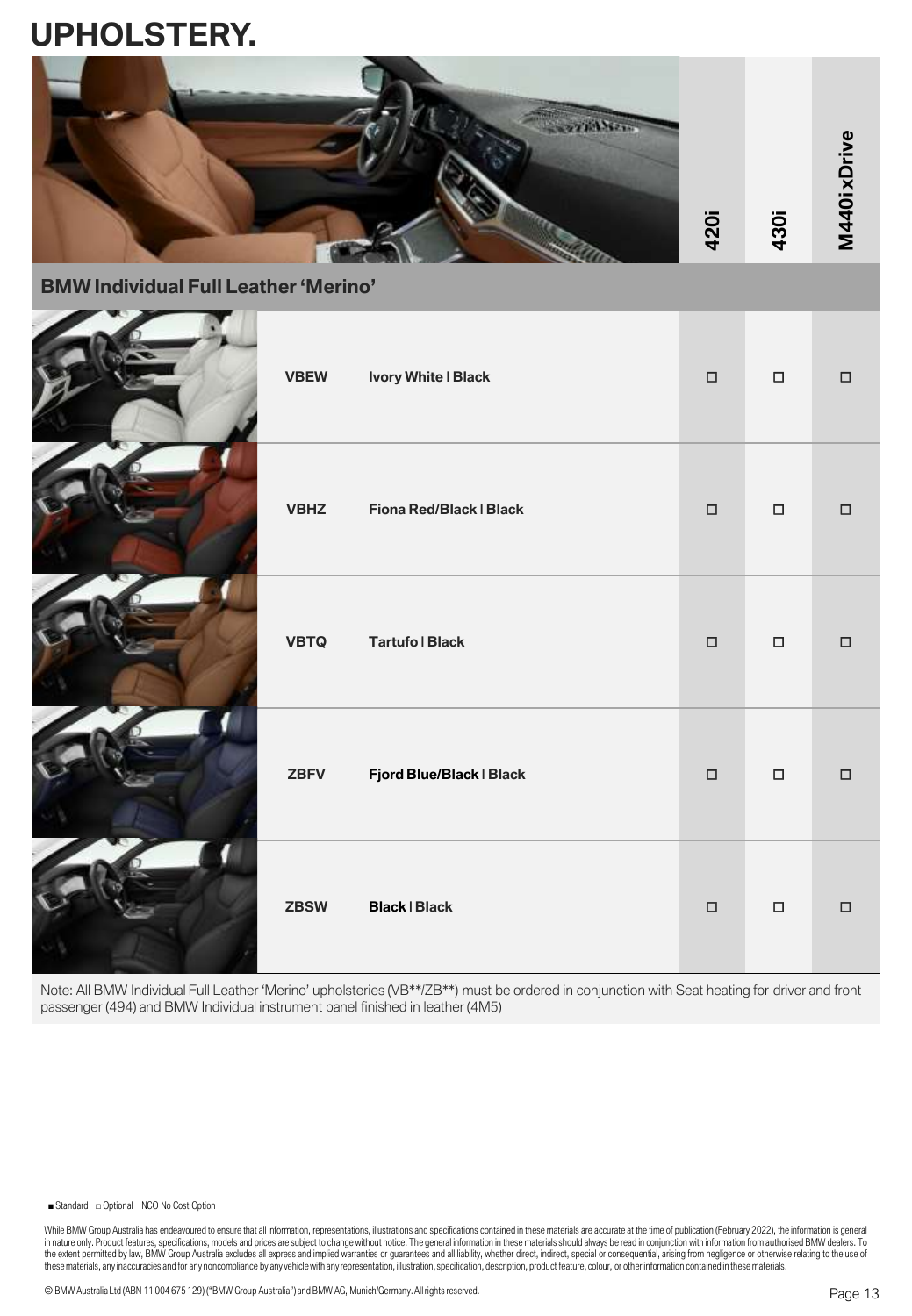# UPHOLSTERY.

| BMW Individual Full Leather 'Merino' | | 420i | 430i | M440i xDrive |
|---|---|---|---|---|
| VBEW | Ivory White I Black | □ | □ | □ |
| VBHZ | Fiona Red/Black I Black | □ | □ | □ |
| VBTQ | Tartufo I Black | □ | □ | □ |
| ZBFV | Fjord Blue/Black I Black | □ | □ | □ |
| ZBSW | Black I Black | □ | □ | □ |

Note: All BMW Individual Full Leather 'Merino' upholsteries (VB**/ZB**) must be ordered in conjunction with Seat heating for driver and front passenger (494) and BMW Individual instrument panel finished in leather (4M5)

■ Standard □ Optional NCO No Cost Option

While BMW Group Australia has endeavoured to ensure that all information, representations, illustrations and specifications contained in these materials are accurate at the time of publication (February 2022), the information is general in nature only. Product features, specifications, models and prices are subject to change without notice. The general information in these materials should always be read in conjunction with information from authorised BMW dealers. To the extent permitted by law, BMW Group Australia excludes all express and implied warranties or guarantees and all liability, whether direct, indirect, special or consequential, arising from negligence or otherwise relating to the use of these materials, any inaccuracies and for any noncompliance by any vehicle with any representation, illustration, specification, description, product feature, colour, or other information contained in these materials.

© BMW Australia Ltd (ABN 11 004 675 129) ("BMW Group Australia") and BMW AG, Munich/Germany. All rights reserved.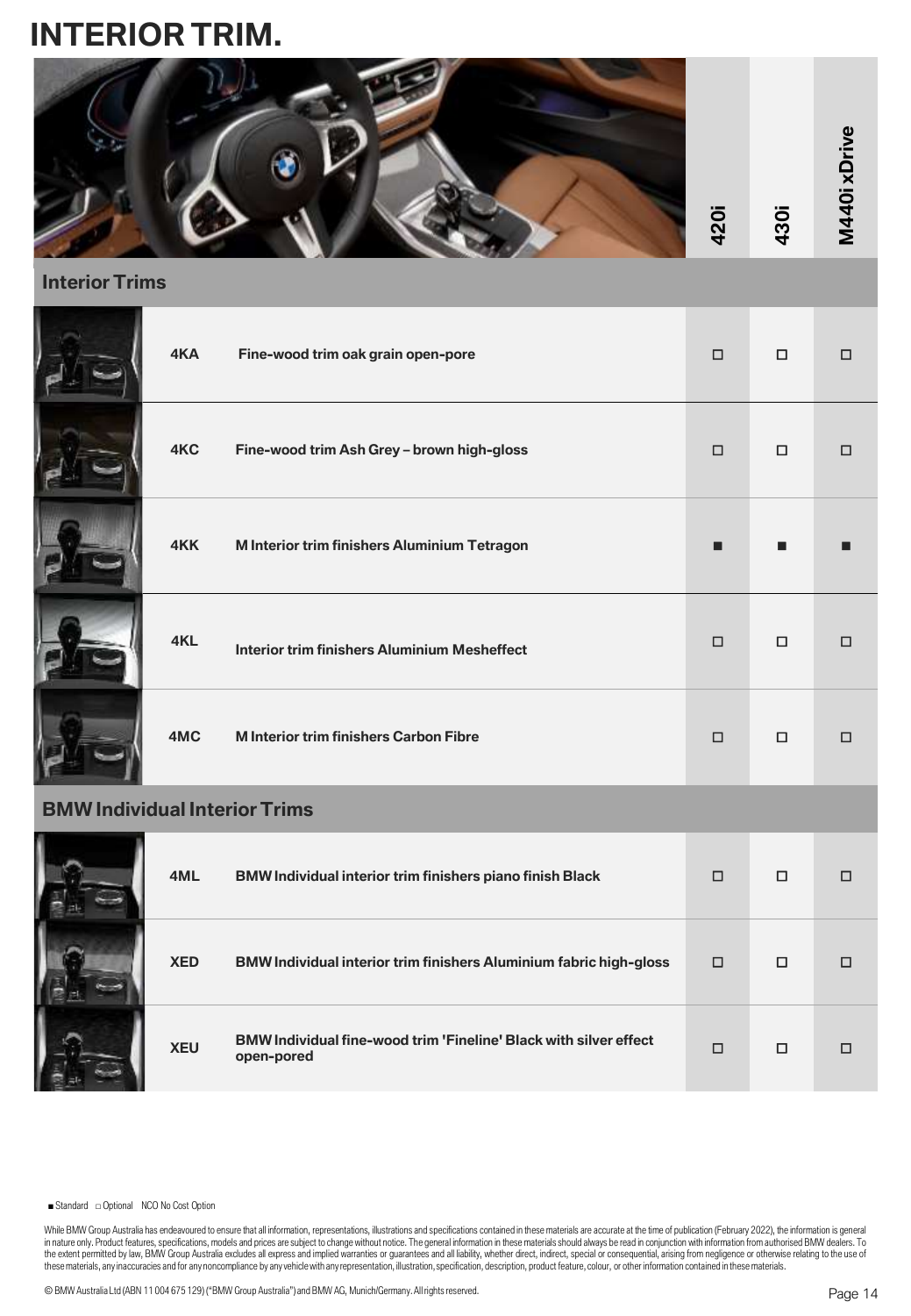# INTERIOR TRIM.

| | | 420i | 430i | M440i xDrive |
|---|---|---|---|---|
| **Interior Trims** | | | | |
| 4KA | Fine-wood trim oak grain open-pore | □ | □ | □ |
| 4KC | Fine-wood trim Ash Grey – brown high-gloss | □ | □ | □ |
| 4KK | M Interior trim finishers Aluminium Tetragon | ■ | ■ | ■ |
| 4KL | Interior trim finishers Aluminium Mesheffect | □ | □ | □ |
| 4MC | M Interior trim finishers Carbon Fibre | □ | □ | □ |
| **BMW Individual Interior Trims** | | | | |
| 4ML | BMW Individual interior trim finishers piano finish Black | □ | □ | □ |
| XED | BMW Individual interior trim finishers Aluminium fabric high-gloss | □ | □ | □ |
| XEU | BMW Individual fine-wood trim 'Fineline' Black with silver effect open-pored | □ | □ | □ |

■ Standard □ Optional NCO No Cost Option

While BMW Group Australia has endeavoured to ensure that all information, representations, illustrations and specifications contained in these materials are accurate at the time of publication (February 2022), the information is general in nature only. Product features, specifications, models and prices are subject to change without notice. The general information in these materials should always be read in conjunction with information from authorised BMW dealers. To the extent permitted by law, BMW Group Australia excludes all express and implied warranties or guarantees and all liability, whether direct, indirect, special or consequential, arising from negligence or otherwise relating to the use of these materials, any inaccuracies and for any noncompliance by any vehicle with any representation, illustration, specification, description, product feature, colour, or other information contained in these materials.

© BMW Australia Ltd (ABN 11 004 675 129) ("BMW Group Australia") and BMW AG, Munich/Germany. All rights reserved.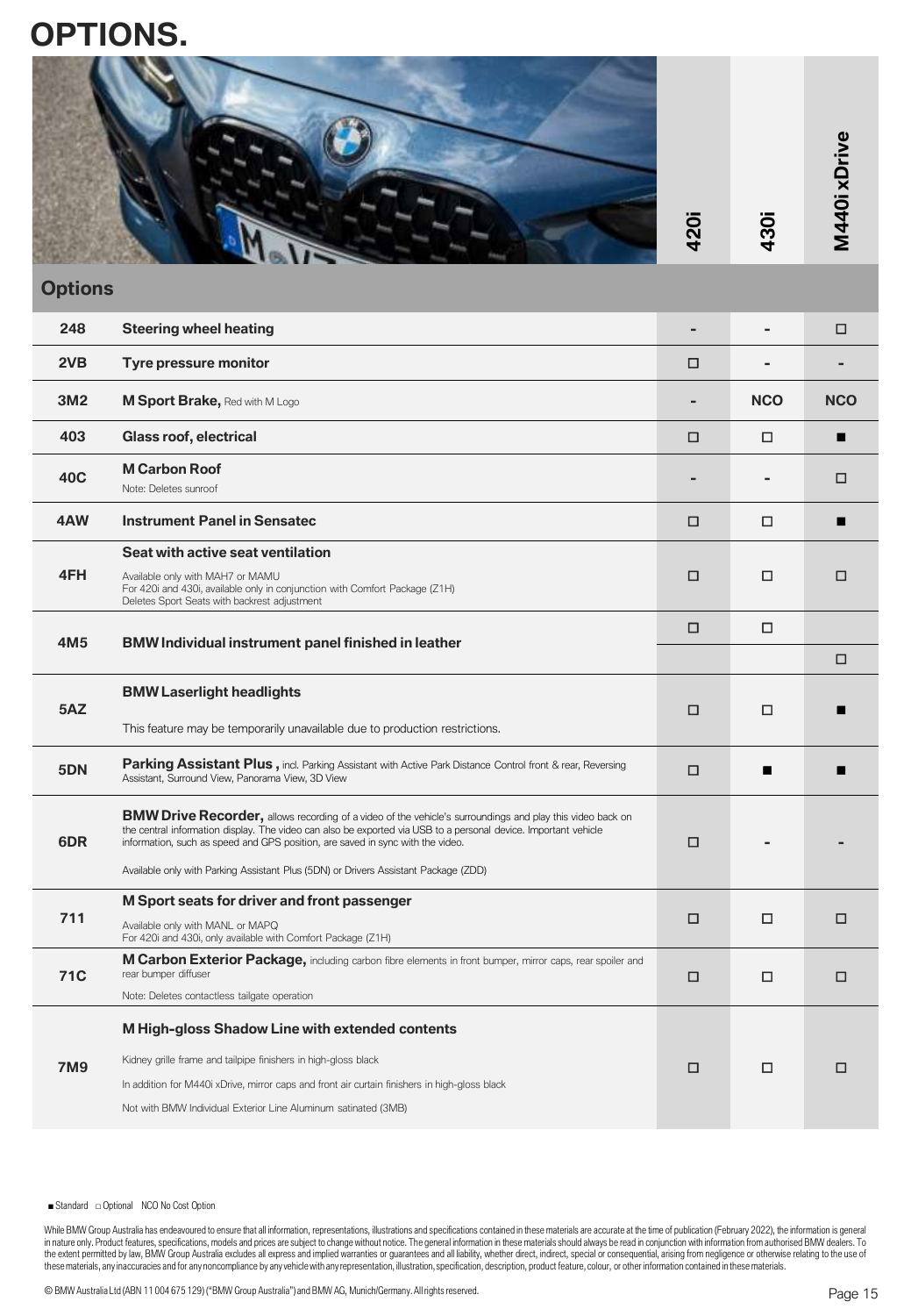# OPTIONS.

| Code | Options | 420i | 430i | M440i xDrive |
|---|---|---|---|---|
| 248 | **Steering wheel heating** | - | - | □ |
| 2VB | **Tyre pressure monitor** | □ | - | - |
| 3M2 | **M Sport Brake,** Red with M Logo | - | NCO | NCO |
| 403 | **Glass roof, electrical** | □ | □ | ■ |
| 40C | **M Carbon Roof**<br>Note: Deletes sunroof | - | - | □ |
| 4AW | **Instrument Panel in Sensatec** | □ | □ | ■ |
| 4FH | **Seat with active seat ventilation**<br>Available only with MAH7 or MAMU<br>For 420i and 430i, available only in conjunction with Comfort Package (Z1H)<br>Deletes Sport Seats with backrest adjustment | □ | □ | □ |
| 4M5 | **BMW Individual instrument panel finished in leather** | □ | □ | |
| | | | | □ |
| 5AZ | **BMW Laserlight headlights**<br>This feature may be temporarily unavailable due to production restrictions. | □ | □ | ■ |
| 5DN | **Parking Assistant Plus ,** incl. Parking Assistant with Active Park Distance Control front & rear, Reversing Assistant, Surround View, Panorama View, 3D View | □ | ■ | ■ |
| 6DR | **BMW Drive Recorder,** allows recording of a video of the vehicle's surroundings and play this video back on the central information display. The video can also be exported via USB to a personal device. Important vehicle information, such as speed and GPS position, are saved in sync with the video.<br>Available only with Parking Assistant Plus (5DN) or Drivers Assistant Package (ZDD) | □ | - | - |
| 711 | **M Sport seats for driver and front passenger**<br>Available only with MANL or MAPQ<br>For 420i and 430i, only available with Comfort Package (Z1H) | □ | □ | □ |
| 71C | **M Carbon Exterior Package,** including carbon fibre elements in front bumper, mirror caps, rear spoiler and rear bumper diffuser<br>Note: Deletes contactless tailgate operation | □ | □ | □ |
| 7M9 | **M High-gloss Shadow Line with extended contents**<br>Kidney grille frame and tailpipe finishers in high-gloss black<br>In addition for M440i xDrive, mirror caps and front air curtain finishers in high-gloss black<br>Not with BMW Individual Exterior Line Aluminum satinated (3MB) | □ | □ | □ |

■ Standard □ Optional NCO No Cost Option

While BMW Group Australia has endeavoured to ensure that all information, representations, illustrations and specifications contained in these materials are accurate at the time of publication (February 2022), the information is general in nature only. Product features, specifications, models and prices are subject to change without notice. The general information in these materials should always be read in conjunction with information from authorised BMW dealers. To the extent permitted by law, BMW Group Australia excludes all express and implied warranties or guarantees and all liability, whether direct, indirect, special or consequential, arising from negligence or otherwise relating to the use of these materials, any inaccuracies and for any noncompliance by any vehicle with any representation, illustration, specification, description, product feature, colour, or other information contained in these materials.

© BMW Australia Ltd (ABN 11 004 675 129) ("BMW Group Australia") and BMW AG, Munich/Germany. All rights reserved.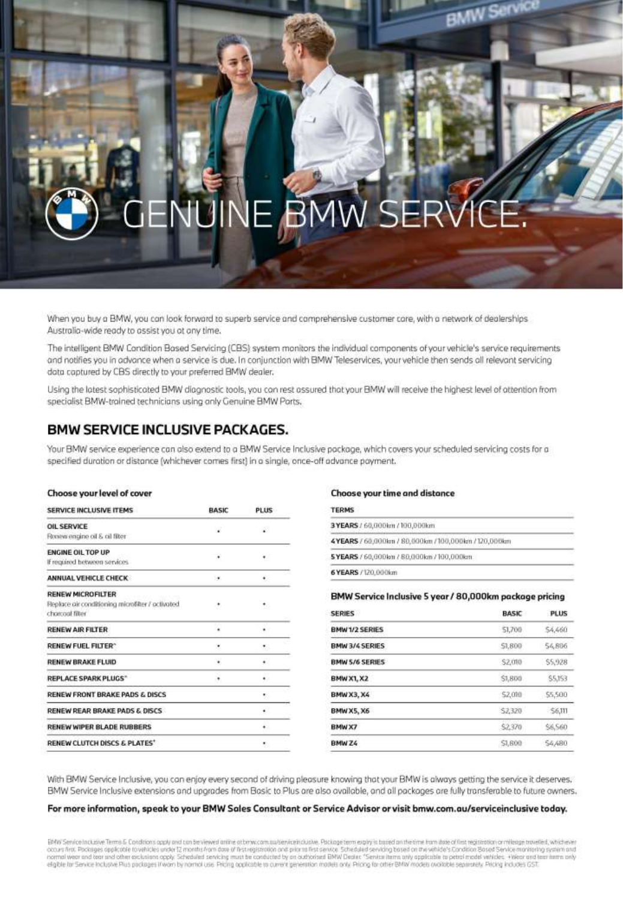# GENUINE BMW SERVICE.

When you buy a BMW, you can look forward to superb service and comprehensive customer care, with a network of dealerships Australia-wide ready to assist you at any time.

The intelligent BMW Condition Based Servicing (CBS) system monitors the individual components of your vehicle's service requirements and notifies you in advance when a service is due. In conjunction with BMW Teleservices, your vehicle then sends all relevant servicing data captured by CBS directly to your preferred BMW dealer.

Using the latest sophisticated BMW diagnostic tools, you can rest assured that your BMW will receive the highest level of attention from specialist BMW-trained technicians using only Genuine BMW Parts.

## BMW SERVICE INCLUSIVE PACKAGES.

Your BMW service experience can also extend to a BMW Service Inclusive package, which covers your scheduled servicing costs for a specified duration or distance (whichever comes first) in a single, once-off advance payment.

### Choose your level of cover

| SERVICE INCLUSIVE ITEMS | BASIC | PLUS |
|---|---|---|
| **OIL SERVICE** Renew engine oil & oil filter | • | • |
| **ENGINE OIL TOP UP** If required between services | • | • |
| **ANNUAL VEHICLE CHECK** | • | • |
| **RENEW MICROFILTER** Replace air conditioning microfilter / activated charcoal filter | • | • |
| **RENEW AIR FILTER** | • | • |
| **RENEW FUEL FILTER*** | • | • |
| **RENEW BRAKE FLUID** | • | • |
| **REPLACE SPARK PLUGS*** | • | • |
| **RENEW FRONT BRAKE PADS & DISCS** | | • |
| **RENEW REAR BRAKE PADS & DISCS** | | • |
| **RENEW WIPER BLADE RUBBERS** | | • |
| **RENEW CLUTCH DISCS & PLATES+** | | • |

### Choose your time and distance

| TERMS |
|---|
| **3 YEARS** / 60,000km / 100,000km |
| **4 YEARS** / 60,000km / 80,000km / 100,000km / 120,000km |
| **5 YEARS** / 60,000km / 80,000km / 100,000km |
| **6 YEARS** / 120,000km |

### BMW Service Inclusive 5 year / 80,000km package pricing

| SERIES | BASIC | PLUS |
|---|---|---|
| **BMW 1/2 SERIES** | $1,700 | $4,460 |
| **BMW 3/4 SERIES** | $1,800 | $4,806 |
| **BMW 5/6 SERIES** | $2,010 | $5,928 |
| **BMW X1, X2** | $1,800 | $5,153 |
| **BMW X3, X4** | $2,010 | $5,500 |
| **BMW X5, X6** | $2,320 | $6,111 |
| **BMW X7** | $2,370 | $6,560 |
| **BMW Z4** | $1,800 | $4,480 |

With BMW Service Inclusive, you can enjoy every second of driving pleasure knowing that your BMW is always getting the service it deserves. BMW Service Inclusive extensions and upgrades from Basic to Plus are also available, and all packages are fully transferable to future owners.

**For more information, speak to your BMW Sales Consultant or Service Advisor or visit bmw.com.au/serviceinclusive today.**

BMW Service Inclusive Terms & Conditions apply and can be viewed online at bmw.com.au/serviceinclusive. Package term expiry is based on the time from date of first registration or mileage travelled, whichever occurs first. Packages applicable to vehicles under 12 months from date of first registration and prior to first service. Scheduled servicing based on the vehicle's Condition Based Service monitoring system and normal wear and tear and other exclusions apply. Scheduled servicing must be conducted by an authorised BMW Dealer. *Service items only applicable to petrol model vehicles. +Wear and tear items only eligible for Service Inclusive Plus packages if worn by normal use. Pricing applicable to current generation models only. Pricing for other BMW models available separately. Pricing includes GST.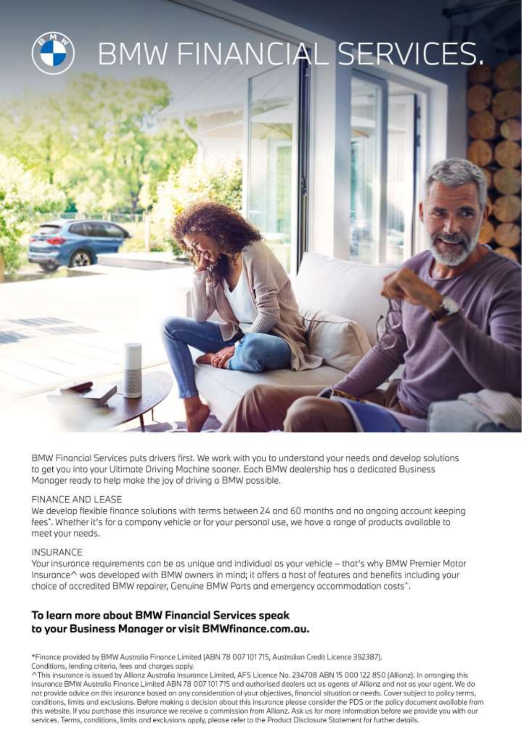# BMW FINANCIAL SERVICES.

BMW Financial Services puts drivers first. We work with you to understand your needs and develop solutions to get you into your Ultimate Driving Machine sooner. Each BMW dealership has a dedicated Business Manager ready to help make the joy of driving a BMW possible.

FINANCE AND LEASE

We develop flexible finance solutions with terms between 24 and 60 months and no ongoing account keeping fees*. Whether it's for a company vehicle or for your personal use, we have a range of products available to meet your needs.

INSURANCE

Your insurance requirements can be as unique and individual as your vehicle – that's why BMW Premier Motor Insurance^ was developed with BMW owners in mind; it offers a host of features and benefits including your choice of accredited BMW repairer, Genuine BMW Parts and emergency accommodation costs^.

**To learn more about BMW Financial Services speak to your Business Manager or visit BMWfinance.com.au.**

*Finance provided by BMW Australia Finance Limited (ABN 78 007 101 715, Australian Credit Licence 392387). Conditions, lending criteria, fees and charges apply.

^This insurance is issued by Allianz Australia Insurance Limited, AFS Licence No. 234708 ABN 15 000 122 850 (Allianz). In arranging this insurance BMW Australia Finance Limited ABN 78 007 101 715 and authorised dealers act as agents of Allianz and not as your agent. We do not provide advice on this insurance based on any consideration of your objectives, financial situation or needs. Cover subject to policy terms, conditions, limits and exclusions. Before making a decision about this insurance please consider the PDS or the policy document available from this website. If you purchase this insurance we receive a commission from Allianz. Ask us for more information before we provide you with our services. Terms, conditions, limits and exclusions apply, please refer to the Product Disclosure Statement for further details.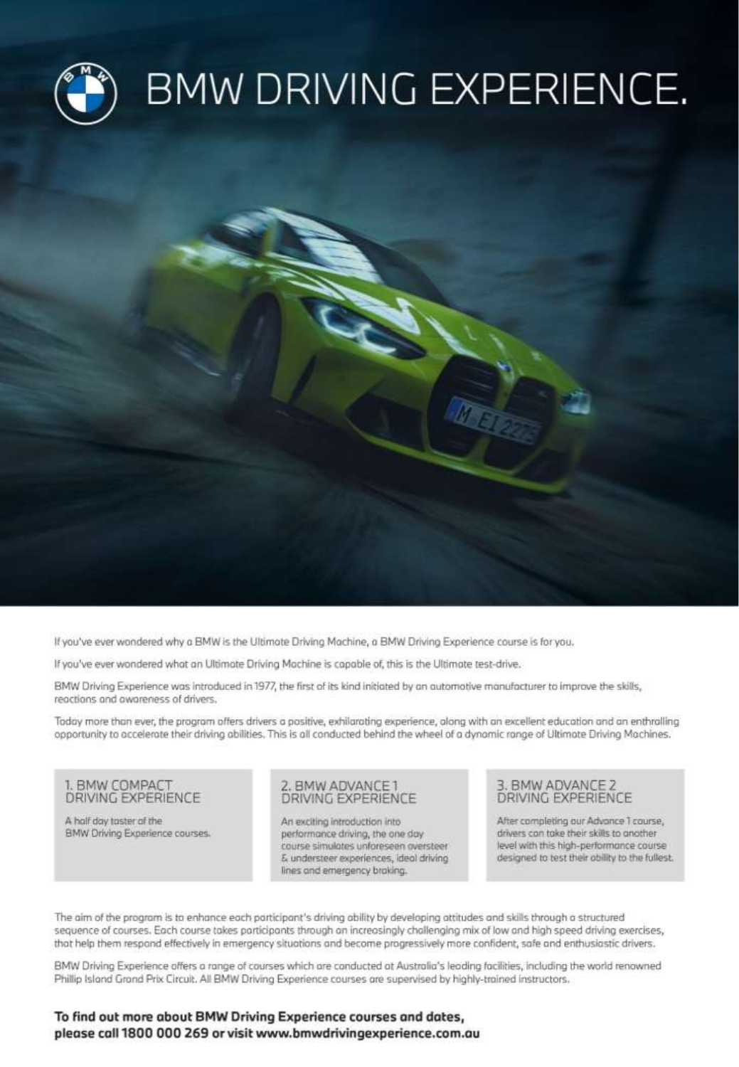# BMW DRIVING EXPERIENCE.

If you've ever wondered why a BMW is the Ultimate Driving Machine, a BMW Driving Experience course is for you.

If you've ever wondered what an Ultimate Driving Machine is capable of, this is the Ultimate test-drive.

BMW Driving Experience was introduced in 1977, the first of its kind initiated by an automotive manufacturer to improve the skills, reactions and awareness of drivers.

Today more than ever, the program offers drivers a positive, exhilarating experience, along with an excellent education and an enthralling opportunity to accelerate their driving abilities. This is all conducted behind the wheel of a dynamic range of Ultimate Driving Machines.

### 1. BMW COMPACT DRIVING EXPERIENCE

A half day taster of the BMW Driving Experience courses.

### 2. BMW ADVANCE 1 DRIVING EXPERIENCE

An exciting introduction into performance driving, the one day course simulates unforeseen oversteer & understeer experiences, ideal driving lines and emergency braking.

### 3. BMW ADVANCE 2 DRIVING EXPERIENCE

After completing our Advance 1 course, drivers can take their skills to another level with this high-performance course designed to test their ability to the fullest.

The aim of the program is to enhance each participant's driving ability by developing attitudes and skills through a structured sequence of courses. Each course takes participants through an increasingly challenging mix of low and high speed driving exercises, that help them respond effectively in emergency situations and become progressively more confident, safe and enthusiastic drivers.

BMW Driving Experience offers a range of courses which are conducted at Australia's leading facilities, including the world renowned Phillip Island Grand Prix Circuit. All BMW Driving Experience courses are supervised by highly-trained instructors.

**To find out more about BMW Driving Experience courses and dates, please call 1800 000 269 or visit www.bmwdrivingexperience.com.au**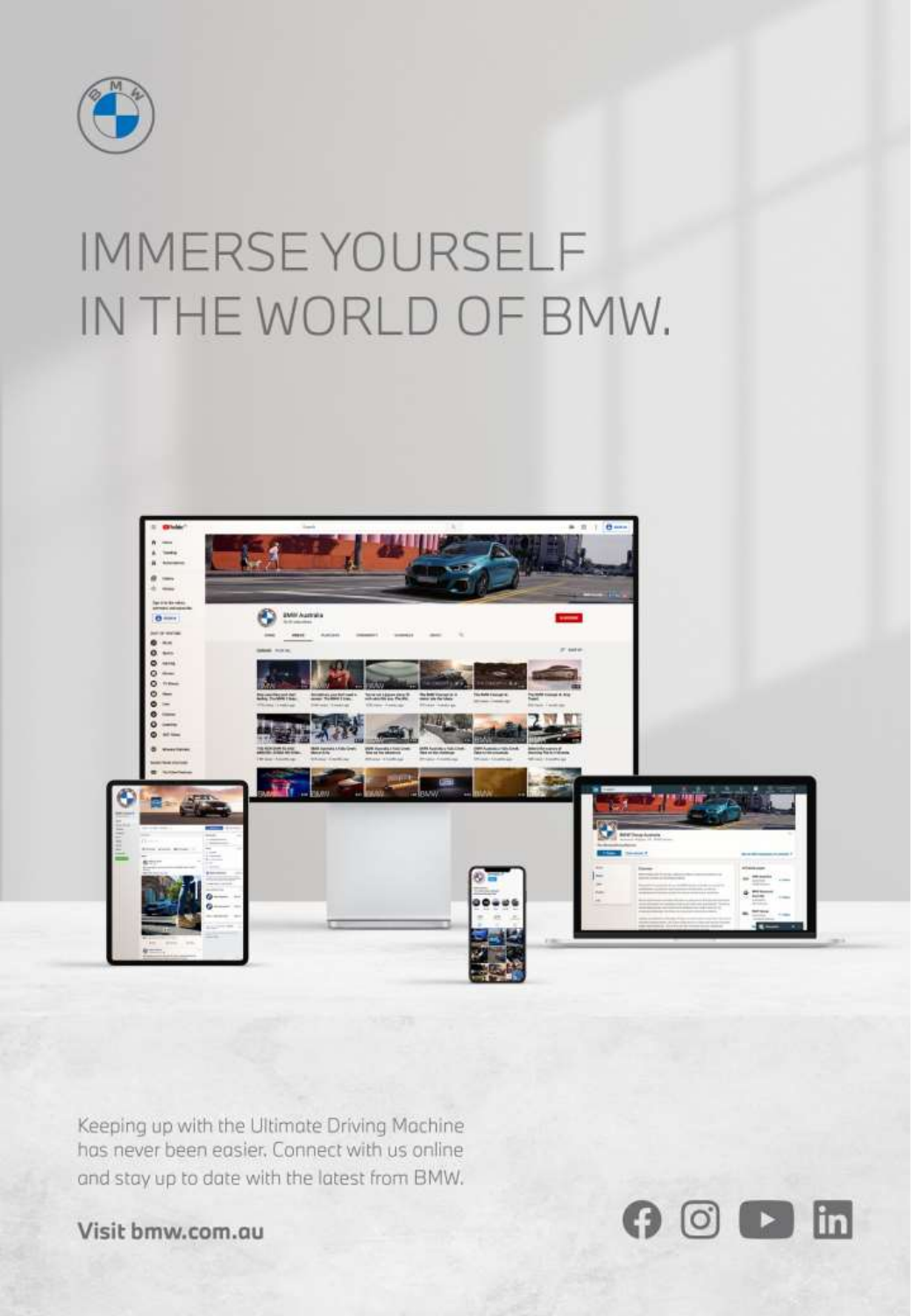# IMMERSE YOURSELF IN THE WORLD OF BMW.

Keeping up with the Ultimate Driving Machine has never been easier. Connect with us online and stay up to date with the latest from BMW.

**Visit bmw.com.au**